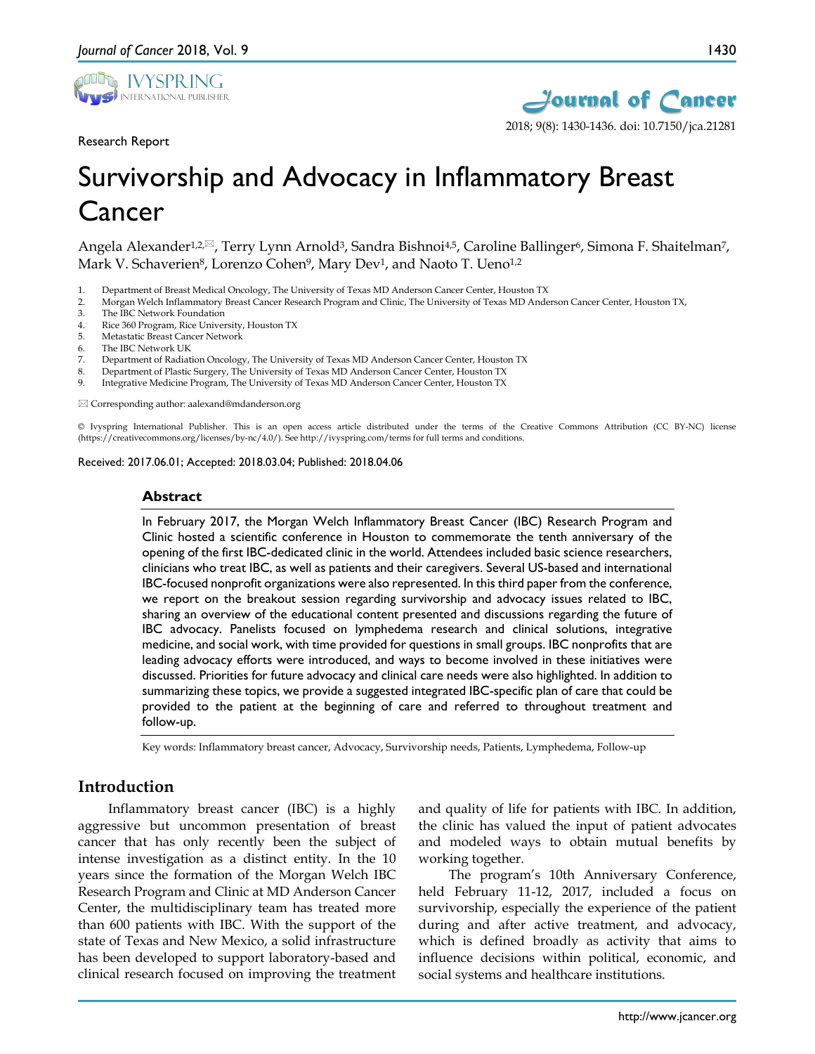Research Report

# Survivorship and Advocacy in Inflammatory Breast Cancer

Angela Alexander[1,2,✉], Terry Lynn Arnold[3], Sandra Bishnoi[4,5], Caroline Ballinger[6], Simona F. Shaitelman[7], Mark V. Schaverien[8], Lorenzo Cohen[9], Mary Dev[1], and Naoto T. Ueno[1,2]

1. Department of Breast Medical Oncology, The University of Texas MD Anderson Cancer Center, Houston TX
2. Morgan Welch Inflammatory Breast Cancer Research Program and Clinic, The University of Texas MD Anderson Cancer Center, Houston TX,
3. The IBC Network Foundation
4. Rice 360 Program, Rice University, Houston TX
5. Metastatic Breast Cancer Network
6. The IBC Network UK
7. Department of Radiation Oncology, The University of Texas MD Anderson Cancer Center, Houston TX
8. Department of Plastic Surgery, The University of Texas MD Anderson Cancer Center, Houston TX
9. Integrative Medicine Program, The University of Texas MD Anderson Cancer Center, Houston TX

✉ Corresponding author: aalexand@mdanderson.org

© Ivyspring International Publisher. This is an open access article distributed under the terms of the Creative Commons Attribution (CC BY-NC) license (https://creativecommons.org/licenses/by-nc/4.0/). See http://ivyspring.com/terms for full terms and conditions.

Received: 2017.06.01; Accepted: 2018.03.04; Published: 2018.04.06

## Abstract

In February 2017, the Morgan Welch Inflammatory Breast Cancer (IBC) Research Program and Clinic hosted a scientific conference in Houston to commemorate the tenth anniversary of the opening of the first IBC-dedicated clinic in the world. Attendees included basic science researchers, clinicians who treat IBC, as well as patients and their caregivers. Several US-based and international IBC-focused nonprofit organizations were also represented. In this third paper from the conference, we report on the breakout session regarding survivorship and advocacy issues related to IBC, sharing an overview of the educational content presented and discussions regarding the future of IBC advocacy. Panelists focused on lymphedema research and clinical solutions, integrative medicine, and social work, with time provided for questions in small groups. IBC nonprofits that are leading advocacy efforts were introduced, and ways to become involved in these initiatives were discussed. Priorities for future advocacy and clinical care needs were also highlighted. In addition to summarizing these topics, we provide a suggested integrated IBC-specific plan of care that could be provided to the patient at the beginning of care and referred to throughout treatment and follow-up.

Key words: Inflammatory breast cancer, Advocacy, Survivorship needs, Patients, Lymphedema, Follow-up

## Introduction

Inflammatory breast cancer (IBC) is a highly aggressive but uncommon presentation of breast cancer that has only recently been the subject of intense investigation as a distinct entity. In the 10 years since the formation of the Morgan Welch IBC Research Program and Clinic at MD Anderson Cancer Center, the multidisciplinary team has treated more than 600 patients with IBC. With the support of the state of Texas and New Mexico, a solid infrastructure has been developed to support laboratory-based and clinical research focused on improving the treatment and quality of life for patients with IBC. In addition, the clinic has valued the input of patient advocates and modeled ways to obtain mutual benefits by working together.

The program's 10th Anniversary Conference, held February 11-12, 2017, included a focus on survivorship, especially the experience of the patient during and after active treatment, and advocacy, which is defined broadly as activity that aims to influence decisions within political, economic, and social systems and healthcare institutions.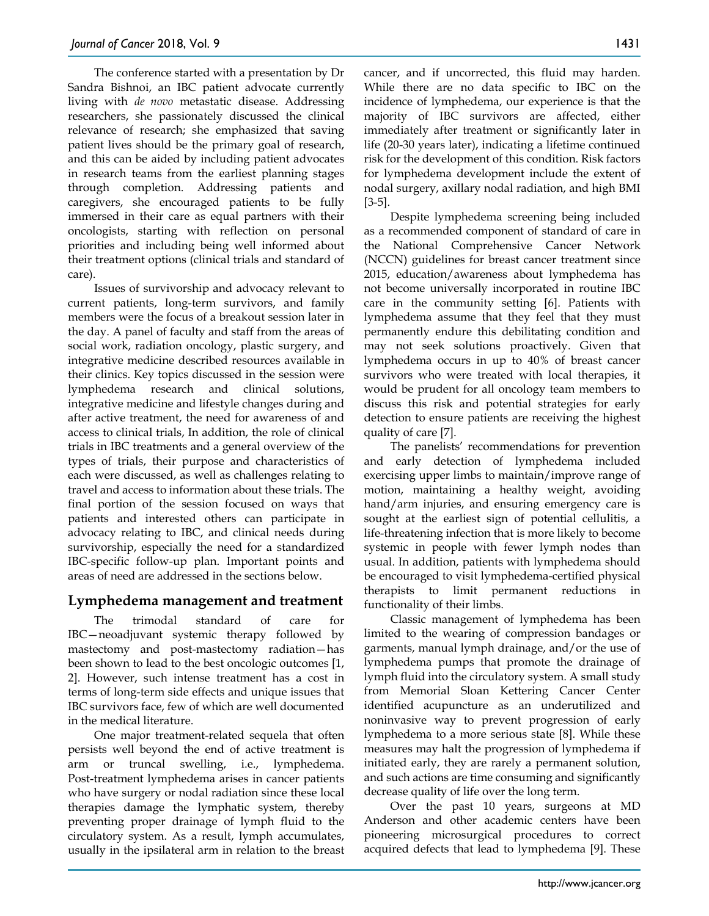The conference started with a presentation by Dr Sandra Bishnoi, an IBC patient advocate currently living with *de novo* metastatic disease. Addressing researchers, she passionately discussed the clinical relevance of research; she emphasized that saving patient lives should be the primary goal of research, and this can be aided by including patient advocates in research teams from the earliest planning stages through completion. Addressing patients and caregivers, she encouraged patients to be fully immersed in their care as equal partners with their oncologists, starting with reflection on personal priorities and including being well informed about their treatment options (clinical trials and standard of care).

Issues of survivorship and advocacy relevant to current patients, long-term survivors, and family members were the focus of a breakout session later in the day. A panel of faculty and staff from the areas of social work, radiation oncology, plastic surgery, and integrative medicine described resources available in their clinics. Key topics discussed in the session were lymphedema research and clinical solutions, integrative medicine and lifestyle changes during and after active treatment, the need for awareness of and access to clinical trials, In addition, the role of clinical trials in IBC treatments and a general overview of the types of trials, their purpose and characteristics of each were discussed, as well as challenges relating to travel and access to information about these trials. The final portion of the session focused on ways that patients and interested others can participate in advocacy relating to IBC, and clinical needs during survivorship, especially the need for a standardized IBC-specific follow-up plan. Important points and areas of need are addressed in the sections below.

## Lymphedema management and treatment

The trimodal standard of care for IBC—neoadjuvant systemic therapy followed by mastectomy and post-mastectomy radiation—has been shown to lead to the best oncologic outcomes [1, 2]. However, such intense treatment has a cost in terms of long-term side effects and unique issues that IBC survivors face, few of which are well documented in the medical literature.

One major treatment-related sequela that often persists well beyond the end of active treatment is arm or truncal swelling, i.e., lymphedema. Post-treatment lymphedema arises in cancer patients who have surgery or nodal radiation since these local therapies damage the lymphatic system, thereby preventing proper drainage of lymph fluid to the circulatory system. As a result, lymph accumulates, usually in the ipsilateral arm in relation to the breast cancer, and if uncorrected, this fluid may harden. While there are no data specific to IBC on the incidence of lymphedema, our experience is that the majority of IBC survivors are affected, either immediately after treatment or significantly later in life (20-30 years later), indicating a lifetime continued risk for the development of this condition. Risk factors for lymphedema development include the extent of nodal surgery, axillary nodal radiation, and high BMI [3-5].

Despite lymphedema screening being included as a recommended component of standard of care in the National Comprehensive Cancer Network (NCCN) guidelines for breast cancer treatment since 2015, education/awareness about lymphedema has not become universally incorporated in routine IBC care in the community setting [6]. Patients with lymphedema assume that they feel that they must permanently endure this debilitating condition and may not seek solutions proactively. Given that lymphedema occurs in up to 40% of breast cancer survivors who were treated with local therapies, it would be prudent for all oncology team members to discuss this risk and potential strategies for early detection to ensure patients are receiving the highest quality of care [7].

The panelists' recommendations for prevention and early detection of lymphedema included exercising upper limbs to maintain/improve range of motion, maintaining a healthy weight, avoiding hand/arm injuries, and ensuring emergency care is sought at the earliest sign of potential cellulitis, a life-threatening infection that is more likely to become systemic in people with fewer lymph nodes than usual. In addition, patients with lymphedema should be encouraged to visit lymphedema-certified physical therapists to limit permanent reductions in functionality of their limbs.

Classic management of lymphedema has been limited to the wearing of compression bandages or garments, manual lymph drainage, and/or the use of lymphedema pumps that promote the drainage of lymph fluid into the circulatory system. A small study from Memorial Sloan Kettering Cancer Center identified acupuncture as an underutilized and noninvasive way to prevent progression of early lymphedema to a more serious state [8]. While these measures may halt the progression of lymphedema if initiated early, they are rarely a permanent solution, and such actions are time consuming and significantly decrease quality of life over the long term.

Over the past 10 years, surgeons at MD Anderson and other academic centers have been pioneering microsurgical procedures to correct acquired defects that lead to lymphedema [9]. These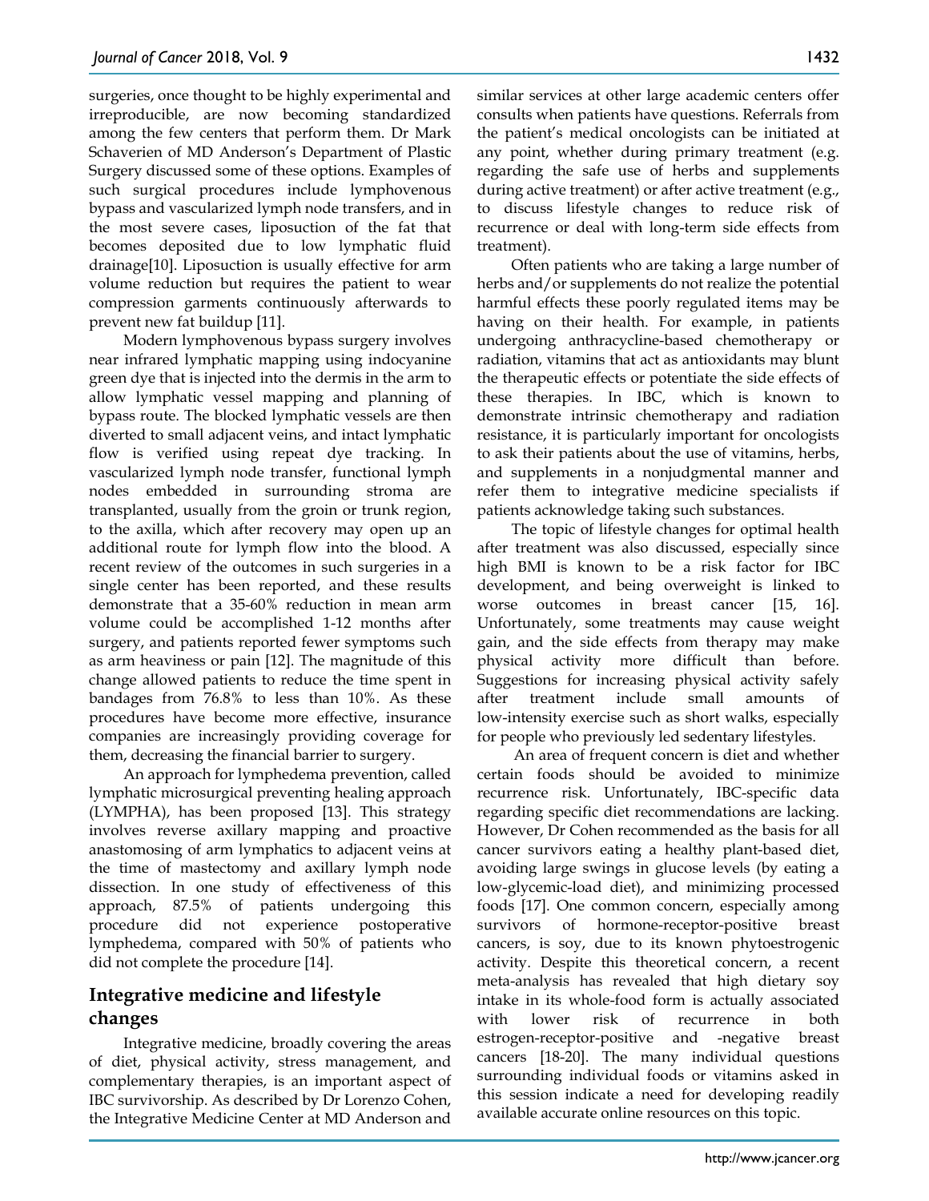surgeries, once thought to be highly experimental and irreproducible, are now becoming standardized among the few centers that perform them. Dr Mark Schaverien of MD Anderson's Department of Plastic Surgery discussed some of these options. Examples of such surgical procedures include lymphovenous bypass and vascularized lymph node transfers, and in the most severe cases, liposuction of the fat that becomes deposited due to low lymphatic fluid drainage[10]. Liposuction is usually effective for arm volume reduction but requires the patient to wear compression garments continuously afterwards to prevent new fat buildup [11].

Modern lymphovenous bypass surgery involves near infrared lymphatic mapping using indocyanine green dye that is injected into the dermis in the arm to allow lymphatic vessel mapping and planning of bypass route. The blocked lymphatic vessels are then diverted to small adjacent veins, and intact lymphatic flow is verified using repeat dye tracking. In vascularized lymph node transfer, functional lymph nodes embedded in surrounding stroma are transplanted, usually from the groin or trunk region, to the axilla, which after recovery may open up an additional route for lymph flow into the blood. A recent review of the outcomes in such surgeries in a single center has been reported, and these results demonstrate that a 35-60% reduction in mean arm volume could be accomplished 1-12 months after surgery, and patients reported fewer symptoms such as arm heaviness or pain [12]. The magnitude of this change allowed patients to reduce the time spent in bandages from 76.8% to less than 10%. As these procedures have become more effective, insurance companies are increasingly providing coverage for them, decreasing the financial barrier to surgery.

An approach for lymphedema prevention, called lymphatic microsurgical preventing healing approach (LYMPHA), has been proposed [13]. This strategy involves reverse axillary mapping and proactive anastomosing of arm lymphatics to adjacent veins at the time of mastectomy and axillary lymph node dissection. In one study of effectiveness of this approach, 87.5% of patients undergoing this procedure did not experience postoperative lymphedema, compared with 50% of patients who did not complete the procedure [14].

## Integrative medicine and lifestyle changes

Integrative medicine, broadly covering the areas of diet, physical activity, stress management, and complementary therapies, is an important aspect of IBC survivorship. As described by Dr Lorenzo Cohen, the Integrative Medicine Center at MD Anderson and similar services at other large academic centers offer consults when patients have questions. Referrals from the patient's medical oncologists can be initiated at any point, whether during primary treatment (e.g. regarding the safe use of herbs and supplements during active treatment) or after active treatment (e.g., to discuss lifestyle changes to reduce risk of recurrence or deal with long-term side effects from treatment).

Often patients who are taking a large number of herbs and/or supplements do not realize the potential harmful effects these poorly regulated items may be having on their health. For example, in patients undergoing anthracycline-based chemotherapy or radiation, vitamins that act as antioxidants may blunt the therapeutic effects or potentiate the side effects of these therapies. In IBC, which is known to demonstrate intrinsic chemotherapy and radiation resistance, it is particularly important for oncologists to ask their patients about the use of vitamins, herbs, and supplements in a nonjudgmental manner and refer them to integrative medicine specialists if patients acknowledge taking such substances.

The topic of lifestyle changes for optimal health after treatment was also discussed, especially since high BMI is known to be a risk factor for IBC development, and being overweight is linked to worse outcomes in breast cancer [15, 16]. Unfortunately, some treatments may cause weight gain, and the side effects from therapy may make physical activity more difficult than before. Suggestions for increasing physical activity safely after treatment include small amounts of low-intensity exercise such as short walks, especially for people who previously led sedentary lifestyles.

An area of frequent concern is diet and whether certain foods should be avoided to minimize recurrence risk. Unfortunately, IBC-specific data regarding specific diet recommendations are lacking. However, Dr Cohen recommended as the basis for all cancer survivors eating a healthy plant-based diet, avoiding large swings in glucose levels (by eating a low-glycemic-load diet), and minimizing processed foods [17]. One common concern, especially among survivors of hormone-receptor-positive breast cancers, is soy, due to its known phytoestrogenic activity. Despite this theoretical concern, a recent meta-analysis has revealed that high dietary soy intake in its whole-food form is actually associated with lower risk of recurrence in both estrogen-receptor-positive and -negative breast cancers [18-20]. The many individual questions surrounding individual foods or vitamins asked in this session indicate a need for developing readily available accurate online resources on this topic.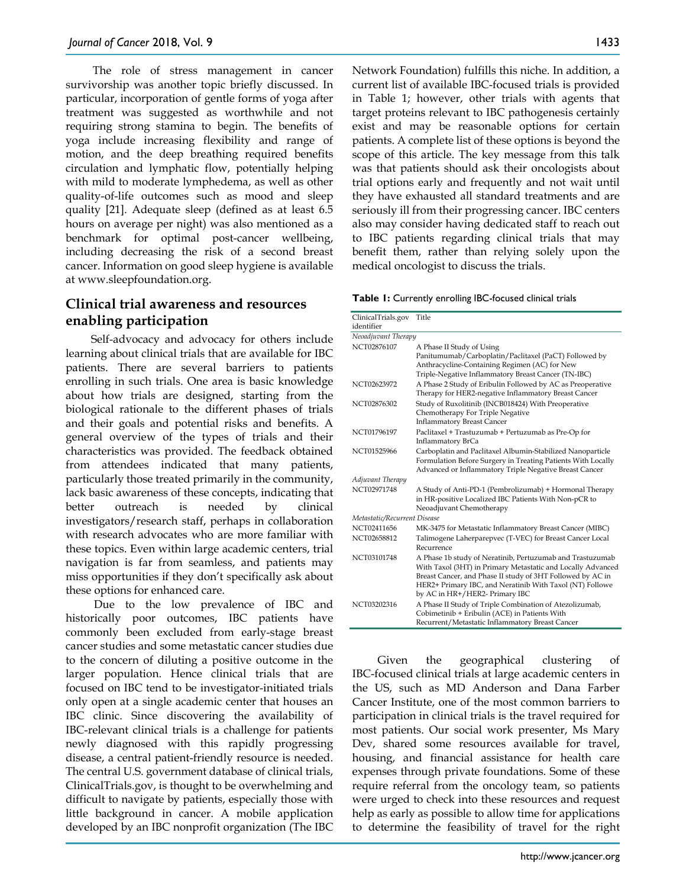The role of stress management in cancer survivorship was another topic briefly discussed. In particular, incorporation of gentle forms of yoga after treatment was suggested as worthwhile and not requiring strong stamina to begin. The benefits of yoga include increasing flexibility and range of motion, and the deep breathing required benefits circulation and lymphatic flow, potentially helping with mild to moderate lymphedema, as well as other quality-of-life outcomes such as mood and sleep quality [21]. Adequate sleep (defined as at least 6.5 hours on average per night) was also mentioned as a benchmark for optimal post-cancer wellbeing, including decreasing the risk of a second breast cancer. Information on good sleep hygiene is available at www.sleepfoundation.org.

## Clinical trial awareness and resources enabling participation

Self-advocacy and advocacy for others include learning about clinical trials that are available for IBC patients. There are several barriers to patients enrolling in such trials. One area is basic knowledge about how trials are designed, starting from the biological rationale to the different phases of trials and their goals and potential risks and benefits. A general overview of the types of trials and their characteristics was provided. The feedback obtained from attendees indicated that many patients, particularly those treated primarily in the community, lack basic awareness of these concepts, indicating that better outreach is needed by clinical investigators/research staff, perhaps in collaboration with research advocates who are more familiar with these topics. Even within large academic centers, trial navigation is far from seamless, and patients may miss opportunities if they don't specifically ask about these options for enhanced care.

Due to the low prevalence of IBC and historically poor outcomes, IBC patients have commonly been excluded from early-stage breast cancer studies and some metastatic cancer studies due to the concern of diluting a positive outcome in the larger population. Hence clinical trials that are focused on IBC tend to be investigator-initiated trials only open at a single academic center that houses an IBC clinic. Since discovering the availability of IBC-relevant clinical trials is a challenge for patients newly diagnosed with this rapidly progressing disease, a central patient-friendly resource is needed. The central U.S. government database of clinical trials, ClinicalTrials.gov, is thought to be overwhelming and difficult to navigate by patients, especially those with little background in cancer. A mobile application developed by an IBC nonprofit organization (The IBC Network Foundation) fulfills this niche. In addition, a current list of available IBC-focused trials is provided in Table 1; however, other trials with agents that target proteins relevant to IBC pathogenesis certainly exist and may be reasonable options for certain patients. A complete list of these options is beyond the scope of this article. The key message from this talk was that patients should ask their oncologists about trial options early and frequently and not wait until they have exhausted all standard treatments and are seriously ill from their progressing cancer. IBC centers also may consider having dedicated staff to reach out to IBC patients regarding clinical trials that may benefit them, rather than relying solely upon the medical oncologist to discuss the trials.

**Table 1:** Currently enrolling IBC-focused clinical trials

| ClinicalTrials.gov identifier | Title |
|---|---|
| *Neoadjuvant Therapy* | |
| NCT02876107 | A Phase II Study of Using Panitumumab/Carboplatin/Paclitaxel (PaCT) Followed by Anthracycline-Containing Regimen (AC) for New Triple-Negative Inflammatory Breast Cancer (TN-IBC) |
| NCT02623972 | A Phase 2 Study of Eribulin Followed by AC as Preoperative Therapy for HER2-negative Inflammatory Breast Cancer |
| NCT02876302 | Study of Ruxolitinib (INCB018424) With Preoperative Chemotherapy For Triple Negative Inflammatory Breast Cancer |
| NCT01796197 | Paclitaxel + Trastuzumab + Pertuzumab as Pre-Op for Inflammatory BrCa |
| NCT01525966 | Carboplatin and Paclitaxel Albumin-Stabilized Nanoparticle Formulation Before Surgery in Treating Patients With Locally Advanced or Inflammatory Triple Negative Breast Cancer |
| *Adjuvant Therapy* | |
| NCT02971748 | A Study of Anti-PD-1 (Pembrolizumab) + Hormonal Therapy in HR-positive Localized IBC Patients With Non-pCR to Neoadjuvant Chemotherapy |
| *Metastatic/Recurrent Disease* | |
| NCT02411656 | MK-3475 for Metastatic Inflammatory Breast Cancer (MIBC) |
| NCT02658812 | Talimogene Laherparepvec (T-VEC) for Breast Cancer Local Recurrence |
| NCT03101748 | A Phase 1b study of Neratinib, Pertuzumab and Trastuzumab With Taxol (3HT) in Primary Metastatic and Locally Advanced Breast Cancer, and Phase II study of 3HT Followed by AC in HER2+ Primary IBC, and Neratinib With Taxol (NT) Followe by AC in HR+/HER2- Primary IBC |
| NCT03202316 | A Phase II Study of Triple Combination of Atezolizumab, Cobimetinib + Eribulin (ACE) in Patients With Recurrent/Metastatic Inflammatory Breast Cancer |

Given the geographical clustering of IBC-focused clinical trials at large academic centers in the US, such as MD Anderson and Dana Farber Cancer Institute, one of the most common barriers for participation in clinical trials is the travel required for most patients. Our social work presenter, Ms Mary Dev, shared some resources available for travel, housing, and financial assistance for health care expenses through private foundations. Some of these require referral from the oncology team, so patients were urged to check into these resources and request help as early as possible to allow time for applications to determine the feasibility of travel for the right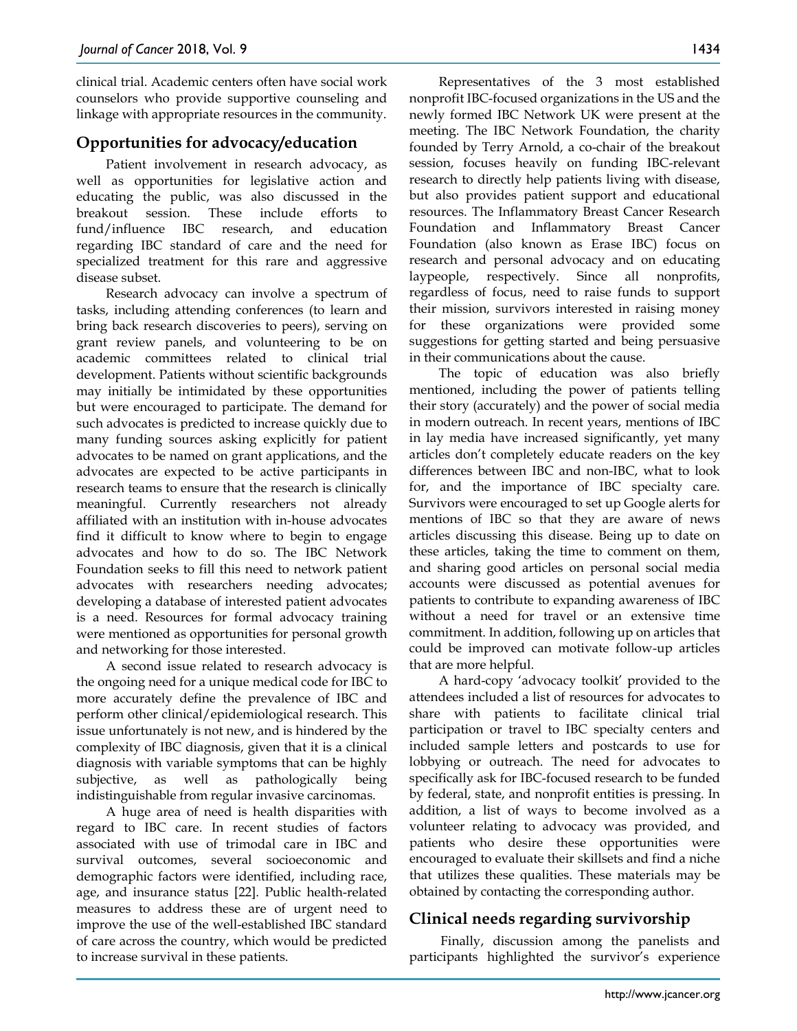clinical trial. Academic centers often have social work counselors who provide supportive counseling and linkage with appropriate resources in the community.

## Opportunities for advocacy/education

Patient involvement in research advocacy, as well as opportunities for legislative action and educating the public, was also discussed in the breakout session. These include efforts to fund/influence IBC research, and education regarding IBC standard of care and the need for specialized treatment for this rare and aggressive disease subset.

Research advocacy can involve a spectrum of tasks, including attending conferences (to learn and bring back research discoveries to peers), serving on grant review panels, and volunteering to be on academic committees related to clinical trial development. Patients without scientific backgrounds may initially be intimidated by these opportunities but were encouraged to participate. The demand for such advocates is predicted to increase quickly due to many funding sources asking explicitly for patient advocates to be named on grant applications, and the advocates are expected to be active participants in research teams to ensure that the research is clinically meaningful. Currently researchers not already affiliated with an institution with in-house advocates find it difficult to know where to begin to engage advocates and how to do so. The IBC Network Foundation seeks to fill this need to network patient advocates with researchers needing advocates; developing a database of interested patient advocates is a need. Resources for formal advocacy training were mentioned as opportunities for personal growth and networking for those interested.

A second issue related to research advocacy is the ongoing need for a unique medical code for IBC to more accurately define the prevalence of IBC and perform other clinical/epidemiological research. This issue unfortunately is not new, and is hindered by the complexity of IBC diagnosis, given that it is a clinical diagnosis with variable symptoms that can be highly subjective, as well as pathologically being indistinguishable from regular invasive carcinomas.

A huge area of need is health disparities with regard to IBC care. In recent studies of factors associated with use of trimodal care in IBC and survival outcomes, several socioeconomic and demographic factors were identified, including race, age, and insurance status [22]. Public health-related measures to address these are of urgent need to improve the use of the well-established IBC standard of care across the country, which would be predicted to increase survival in these patients.

Representatives of the 3 most established nonprofit IBC-focused organizations in the US and the newly formed IBC Network UK were present at the meeting. The IBC Network Foundation, the charity founded by Terry Arnold, a co-chair of the breakout session, focuses heavily on funding IBC-relevant research to directly help patients living with disease, but also provides patient support and educational resources. The Inflammatory Breast Cancer Research Foundation and Inflammatory Breast Cancer Foundation (also known as Erase IBC) focus on research and personal advocacy and on educating laypeople, respectively. Since all nonprofits, regardless of focus, need to raise funds to support their mission, survivors interested in raising money for these organizations were provided some suggestions for getting started and being persuasive in their communications about the cause.

The topic of education was also briefly mentioned, including the power of patients telling their story (accurately) and the power of social media in modern outreach. In recent years, mentions of IBC in lay media have increased significantly, yet many articles don't completely educate readers on the key differences between IBC and non-IBC, what to look for, and the importance of IBC specialty care. Survivors were encouraged to set up Google alerts for mentions of IBC so that they are aware of news articles discussing this disease. Being up to date on these articles, taking the time to comment on them, and sharing good articles on personal social media accounts were discussed as potential avenues for patients to contribute to expanding awareness of IBC without a need for travel or an extensive time commitment. In addition, following up on articles that could be improved can motivate follow-up articles that are more helpful.

A hard-copy 'advocacy toolkit' provided to the attendees included a list of resources for advocates to share with patients to facilitate clinical trial participation or travel to IBC specialty centers and included sample letters and postcards to use for lobbying or outreach. The need for advocates to specifically ask for IBC-focused research to be funded by federal, state, and nonprofit entities is pressing. In addition, a list of ways to become involved as a volunteer relating to advocacy was provided, and patients who desire these opportunities were encouraged to evaluate their skillsets and find a niche that utilizes these qualities. These materials may be obtained by contacting the corresponding author.

## Clinical needs regarding survivorship

Finally, discussion among the panelists and participants highlighted the survivor's experience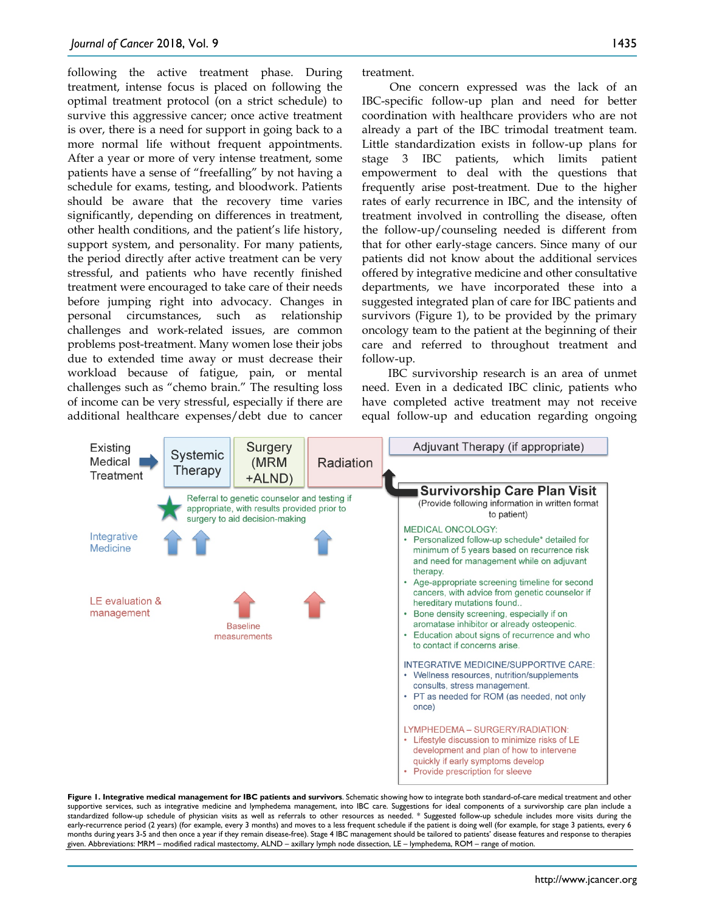following the active treatment phase. During treatment, intense focus is placed on following the optimal treatment protocol (on a strict schedule) to survive this aggressive cancer; once active treatment is over, there is a need for support in going back to a more normal life without frequent appointments. After a year or more of very intense treatment, some patients have a sense of "freefalling" by not having a schedule for exams, testing, and bloodwork. Patients should be aware that the recovery time varies significantly, depending on differences in treatment, other health conditions, and the patient's life history, support system, and personality. For many patients, the period directly after active treatment can be very stressful, and patients who have recently finished treatment were encouraged to take care of their needs before jumping right into advocacy. Changes in personal circumstances, such as relationship challenges and work-related issues, are common problems post-treatment. Many women lose their jobs due to extended time away or must decrease their workload because of fatigue, pain, or mental challenges such as "chemo brain." The resulting loss of income can be very stressful, especially if there are additional healthcare expenses/debt due to cancer treatment.

One concern expressed was the lack of an IBC-specific follow-up plan and need for better coordination with healthcare providers who are not already a part of the IBC trimodal treatment team. Little standardization exists in follow-up plans for stage 3 IBC patients, which limits patient empowerment to deal with the questions that frequently arise post-treatment. Due to the higher rates of early recurrence in IBC, and the intensity of treatment involved in controlling the disease, often the follow-up/counseling needed is different from that for other early-stage cancers. Since many of our patients did not know about the additional services offered by integrative medicine and other consultative departments, we have incorporated these into a suggested integrated plan of care for IBC patients and survivors (Figure 1), to be provided by the primary oncology team to the patient at the beginning of their care and referred to throughout treatment and follow-up.

IBC survivorship research is an area of unmet need. Even in a dedicated IBC clinic, patients who have completed active treatment may not receive equal follow-up and education regarding ongoing

Existing Medical Treatment → Systemic Therapy | Surgery (MRM +ALND) | Radiation | Adjuvant Therapy (if appropriate)

Referral to genetic counselor and testing if appropriate, with results provided prior to surgery to aid decision-making

Integrative Medicine

LE evaluation & management

Baseline measurements

**Survivorship Care Plan Visit**
(Provide following information in written format to patient)

MEDICAL ONCOLOGY:
- Personalized follow-up schedule* detailed for minimum of 5 years based on recurrence risk and need for management while on adjuvant therapy.
- Age-appropriate screening timeline for second cancers, with advice from genetic counselor if hereditary mutations found..
- Bone density screening, especially if on aromatase inhibitor or already osteopenic.
- Education about signs of recurrence and who to contact if concerns arise.

INTEGRATIVE MEDICINE/SUPPORTIVE CARE:
- Wellness resources, nutrition/supplements consults, stress management.
- PT as needed for ROM (as needed, not only once)

LYMPHEDEMA – SURGERY/RADIATION:
- Lifestyle discussion to minimize risks of LE development and plan of how to intervene quickly if early symptoms develop
- Provide prescription for sleeve

**Figure 1. Integrative medical management for IBC patients and survivors**. Schematic showing how to integrate both standard-of-care medical treatment and other supportive services, such as integrative medicine and lymphedema management, into IBC care. Suggestions for ideal components of a survivorship care plan include a standardized follow-up schedule of physician visits as well as referrals to other resources as needed. * Suggested follow-up schedule includes more visits during the early-recurrence period (2 years) (for example, every 3 months) and moves to a less frequent schedule if the patient is doing well (for example, for stage 3 patients, every 6 months during years 3-5 and then once a year if they remain disease-free). Stage 4 IBC management should be tailored to patients' disease features and response to therapies given. Abbreviations: MRM – modified radical mastectomy, ALND – axillary lymph node dissection, LE – lymphedema, ROM – range of motion.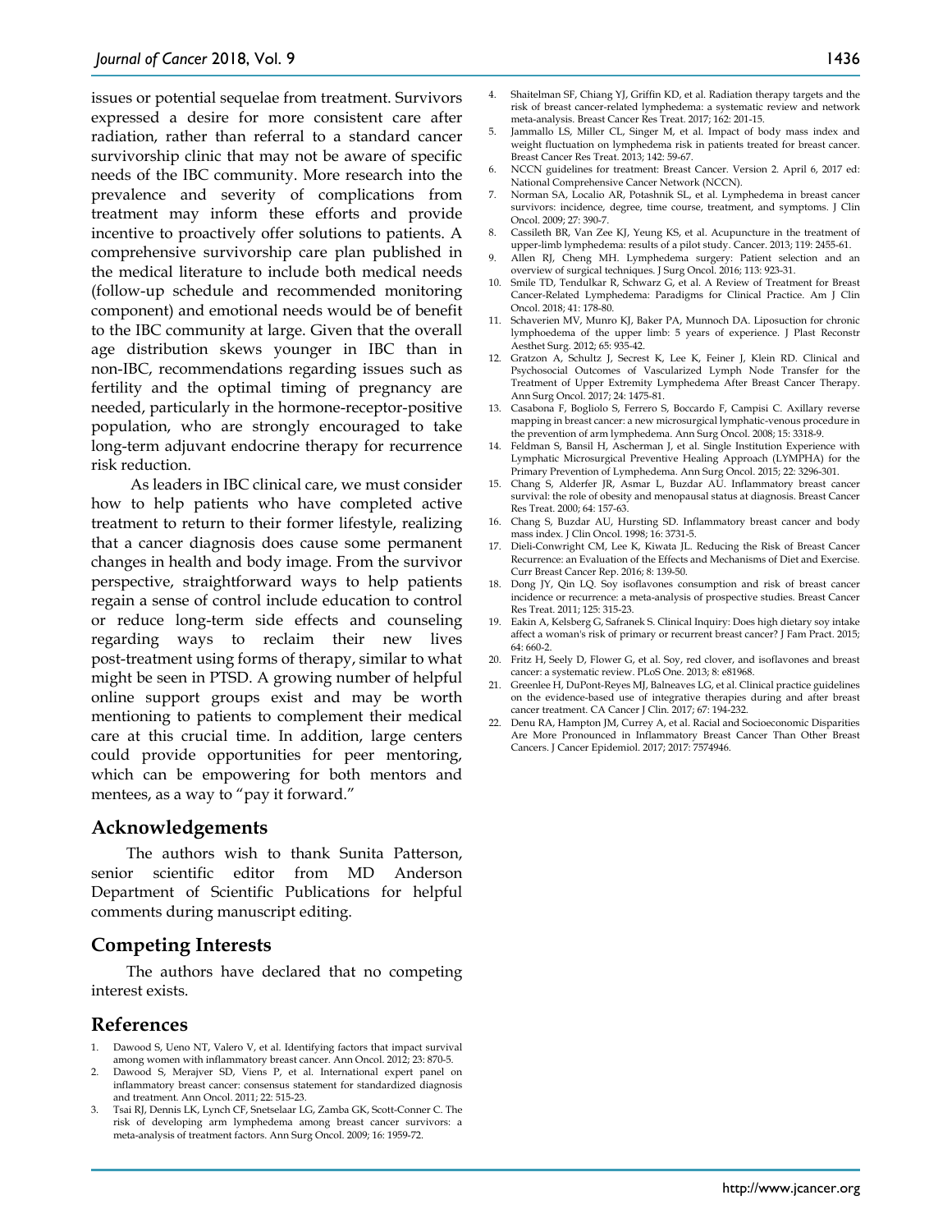issues or potential sequelae from treatment. Survivors expressed a desire for more consistent care after radiation, rather than referral to a standard cancer survivorship clinic that may not be aware of specific needs of the IBC community. More research into the prevalence and severity of complications from treatment may inform these efforts and provide incentive to proactively offer solutions to patients. A comprehensive survivorship care plan published in the medical literature to include both medical needs (follow-up schedule and recommended monitoring component) and emotional needs would be of benefit to the IBC community at large. Given that the overall age distribution skews younger in IBC than in non-IBC, recommendations regarding issues such as fertility and the optimal timing of pregnancy are needed, particularly in the hormone-receptor-positive population, who are strongly encouraged to take long-term adjuvant endocrine therapy for recurrence risk reduction.

As leaders in IBC clinical care, we must consider how to help patients who have completed active treatment to return to their former lifestyle, realizing that a cancer diagnosis does cause some permanent changes in health and body image. From the survivor perspective, straightforward ways to help patients regain a sense of control include education to control or reduce long-term side effects and counseling regarding ways to reclaim their new lives post-treatment using forms of therapy, similar to what might be seen in PTSD. A growing number of helpful online support groups exist and may be worth mentioning to patients to complement their medical care at this crucial time. In addition, large centers could provide opportunities for peer mentoring, which can be empowering for both mentors and mentees, as a way to "pay it forward."

## Acknowledgements

The authors wish to thank Sunita Patterson, senior scientific editor from MD Anderson Department of Scientific Publications for helpful comments during manuscript editing.

## Competing Interests

The authors have declared that no competing interest exists.

## References

1. Dawood S, Ueno NT, Valero V, et al. Identifying factors that impact survival among women with inflammatory breast cancer. Ann Oncol. 2012; 23: 870-5.
2. Dawood S, Merajver SD, Viens P, et al. International expert panel on inflammatory breast cancer: consensus statement for standardized diagnosis and treatment. Ann Oncol. 2011; 22: 515-23.
3. Tsai RJ, Dennis LK, Lynch CF, Snetselaar LG, Zamba GK, Scott-Conner C. The risk of developing arm lymphedema among breast cancer survivors: a meta-analysis of treatment factors. Ann Surg Oncol. 2009; 16: 1959-72.
4. Shaitelman SF, Chiang YJ, Griffin KD, et al. Radiation therapy targets and the risk of breast cancer-related lymphedema: a systematic review and network meta-analysis. Breast Cancer Res Treat. 2017; 162: 201-15.
5. Jammallo LS, Miller CL, Singer M, et al. Impact of body mass index and weight fluctuation on lymphedema risk in patients treated for breast cancer. Breast Cancer Res Treat. 2013; 142: 59-67.
6. NCCN guidelines for treatment: Breast Cancer. Version 2. April 6, 2017 ed: National Comprehensive Cancer Network (NCCN).
7. Norman SA, Localio AR, Potashnik SL, et al. Lymphedema in breast cancer survivors: incidence, degree, time course, treatment, and symptoms. J Clin Oncol. 2009; 27: 390-7.
8. Cassileth BR, Van Zee KJ, Yeung KS, et al. Acupuncture in the treatment of upper-limb lymphedema: results of a pilot study. Cancer. 2013; 119: 2455-61.
9. Allen RJ, Cheng MH. Lymphedema surgery: Patient selection and an overview of surgical techniques. J Surg Oncol. 2016; 113: 923-31.
10. Smile TD, Tendulkar R, Schwarz G, et al. A Review of Treatment for Breast Cancer-Related Lymphedema: Paradigms for Clinical Practice. Am J Clin Oncol. 2018; 41: 178-80.
11. Schaverien MV, Munro KJ, Baker PA, Munnoch DA. Liposuction for chronic lymphoedema of the upper limb: 5 years of experience. J Plast Reconstr Aesthet Surg. 2012; 65: 935-42.
12. Gratzon A, Schultz J, Secrest K, Lee K, Feiner J, Klein RD. Clinical and Psychosocial Outcomes of Vascularized Lymph Node Transfer for the Treatment of Upper Extremity Lymphedema After Breast Cancer Therapy. Ann Surg Oncol. 2017; 24: 1475-81.
13. Casabona F, Bogliolo S, Ferrero S, Boccardo F, Campisi C. Axillary reverse mapping in breast cancer: a new microsurgical lymphatic-venous procedure in the prevention of arm lymphedema. Ann Surg Oncol. 2008; 15: 3318-9.
14. Feldman S, Bansil H, Ascherman J, et al. Single Institution Experience with Lymphatic Microsurgical Preventive Healing Approach (LYMPHA) for the Primary Prevention of Lymphedema. Ann Surg Oncol. 2015; 22: 3296-301.
15. Chang S, Alderfer JR, Asmar L, Buzdar AU. Inflammatory breast cancer survival: the role of obesity and menopausal status at diagnosis. Breast Cancer Res Treat. 2000; 64: 157-63.
16. Chang S, Buzdar AU, Hursting SD. Inflammatory breast cancer and body mass index. J Clin Oncol. 1998; 16: 3731-5.
17. Dieli-Conwright CM, Lee K, Kiwata JL. Reducing the Risk of Breast Cancer Recurrence: an Evaluation of the Effects and Mechanisms of Diet and Exercise. Curr Breast Cancer Rep. 2016; 8: 139-50.
18. Dong JY, Qin LQ. Soy isoflavones consumption and risk of breast cancer incidence or recurrence: a meta-analysis of prospective studies. Breast Cancer Res Treat. 2011; 125: 315-23.
19. Eakin A, Kelsberg G, Safranek S. Clinical Inquiry: Does high dietary soy intake affect a woman's risk of primary or recurrent breast cancer? J Fam Pract. 2015; 64: 660-2.
20. Fritz H, Seely D, Flower G, et al. Soy, red clover, and isoflavones and breast cancer: a systematic review. PLoS One. 2013; 8: e81968.
21. Greenlee H, DuPont-Reyes MJ, Balneaves LG, et al. Clinical practice guidelines on the evidence-based use of integrative therapies during and after breast cancer treatment. CA Cancer J Clin. 2017; 67: 194-232.
22. Denu RA, Hampton JM, Currey A, et al. Racial and Socioeconomic Disparities Are More Pronounced in Inflammatory Breast Cancer Than Other Breast Cancers. J Cancer Epidemiol. 2017; 2017: 7574946.